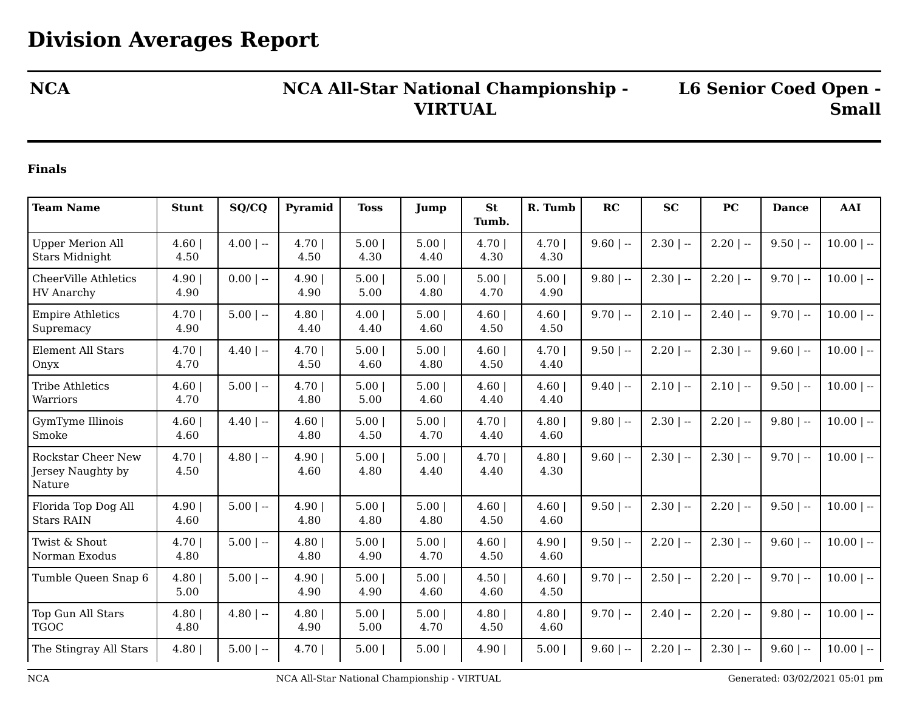# Division Averages Report

**NCA** | **NCA All-Star National Championship - VIRTUAL** | **L6 Senior Coed Open - Small**

**Finals**

| Team Name | Stunt | SQ/CQ | Pyramid | Toss | Jump | St Tumb. | R. Tumb | RC | SC | PC | Dance | AAI |
|---|---|---|---|---|---|---|---|---|---|---|---|---|
| Upper Merion All Stars Midnight | 4.60 \| 4.50 | 4.00 \| -- | 4.70 \| 4.50 | 5.00 \| 4.30 | 5.00 \| 4.40 | 4.70 \| 4.30 | 4.70 \| 4.30 | 9.60 \| -- | 2.30 \| -- | 2.20 \| -- | 9.50 \| -- | 10.00 \| -- |
| CheerVille Athletics HV Anarchy | 4.90 \| 4.90 | 0.00 \| -- | 4.90 \| 4.90 | 5.00 \| 5.00 | 5.00 \| 4.80 | 5.00 \| 4.70 | 5.00 \| 4.90 | 9.80 \| -- | 2.30 \| -- | 2.20 \| -- | 9.70 \| -- | 10.00 \| -- |
| Empire Athletics Supremacy | 4.70 \| 4.90 | 5.00 \| -- | 4.80 \| 4.40 | 4.00 \| 4.40 | 5.00 \| 4.60 | 4.60 \| 4.50 | 4.60 \| 4.50 | 9.70 \| -- | 2.10 \| -- | 2.40 \| -- | 9.70 \| -- | 10.00 \| -- |
| Element All Stars Onyx | 4.70 \| 4.70 | 4.40 \| -- | 4.70 \| 4.50 | 5.00 \| 4.60 | 5.00 \| 4.80 | 4.60 \| 4.50 | 4.70 \| 4.40 | 9.50 \| -- | 2.20 \| -- | 2.30 \| -- | 9.60 \| -- | 10.00 \| -- |
| Tribe Athletics Warriors | 4.60 \| 4.70 | 5.00 \| -- | 4.70 \| 4.80 | 5.00 \| 5.00 | 5.00 \| 4.60 | 4.60 \| 4.40 | 4.60 \| 4.40 | 9.40 \| -- | 2.10 \| -- | 2.10 \| -- | 9.50 \| -- | 10.00 \| -- |
| GymTyme Illinois Smoke | 4.60 \| 4.60 | 4.40 \| -- | 4.60 \| 4.80 | 5.00 \| 4.50 | 5.00 \| 4.70 | 4.70 \| 4.40 | 4.80 \| 4.60 | 9.80 \| -- | 2.30 \| -- | 2.20 \| -- | 9.80 \| -- | 10.00 \| -- |
| Rockstar Cheer New Jersey Naughty by Nature | 4.70 \| 4.50 | 4.80 \| -- | 4.90 \| 4.60 | 5.00 \| 4.80 | 5.00 \| 4.40 | 4.70 \| 4.40 | 4.80 \| 4.30 | 9.60 \| -- | 2.30 \| -- | 2.30 \| -- | 9.70 \| -- | 10.00 \| -- |
| Florida Top Dog All Stars RAIN | 4.90 \| 4.60 | 5.00 \| -- | 4.90 \| 4.80 | 5.00 \| 4.80 | 5.00 \| 4.80 | 4.60 \| 4.50 | 4.60 \| 4.60 | 9.50 \| -- | 2.30 \| -- | 2.20 \| -- | 9.50 \| -- | 10.00 \| -- |
| Twist & Shout Norman Exodus | 4.70 \| 4.80 | 5.00 \| -- | 4.80 \| 4.80 | 5.00 \| 4.90 | 5.00 \| 4.70 | 4.60 \| 4.50 | 4.90 \| 4.60 | 9.50 \| -- | 2.20 \| -- | 2.30 \| -- | 9.60 \| -- | 10.00 \| -- |
| Tumble Queen Snap 6 | 4.80 \| 5.00 | 5.00 \| -- | 4.90 \| 4.90 | 5.00 \| 4.90 | 5.00 \| 4.60 | 4.50 \| 4.60 | 4.60 \| 4.50 | 9.70 \| -- | 2.50 \| -- | 2.20 \| -- | 9.70 \| -- | 10.00 \| -- |
| Top Gun All Stars TGOC | 4.80 \| 4.80 | 4.80 \| -- | 4.80 \| 4.90 | 5.00 \| 5.00 | 5.00 \| 4.70 | 4.80 \| 4.50 | 4.80 \| 4.60 | 9.70 \| -- | 2.40 \| -- | 2.20 \| -- | 9.80 \| -- | 10.00 \| -- |
| The Stingray All Stars | 4.80 \| | 5.00 \| -- | 4.70 \| | 5.00 \| | 5.00 \| | 4.90 \| | 5.00 \| | 9.60 \| -- | 2.20 \| -- | 2.30 \| -- | 9.60 \| -- | 10.00 \| -- |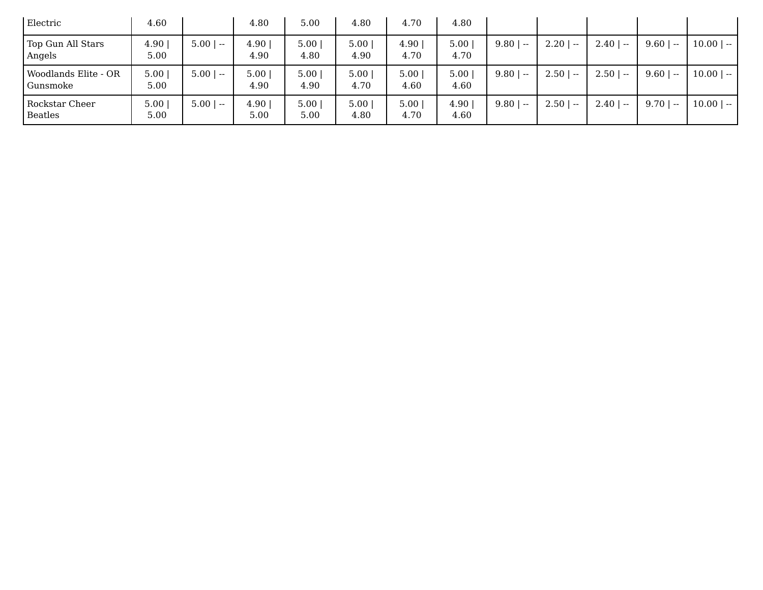| | | | | | | | | | | | | |
|---|---|---|---|---|---|---|---|---|---|---|---|---|
| Electric | 4.60 | | 4.80 | 5.00 | 4.80 | 4.70 | 4.80 | | | | | |
| Top Gun All Stars Angels | 4.90 \| 5.00 | 5.00 \| -- | 4.90 \| 4.90 | 5.00 \| 4.80 | 5.00 \| 4.90 | 4.90 \| 4.70 | 5.00 \| 4.70 | 9.80 \| -- | 2.20 \| -- | 2.40 \| -- | 9.60 \| -- | 10.00 \| -- |
| Woodlands Elite - OR Gunsmoke | 5.00 \| 5.00 | 5.00 \| -- | 5.00 \| 4.90 | 5.00 \| 4.90 | 5.00 \| 4.70 | 5.00 \| 4.60 | 5.00 \| 4.60 | 9.80 \| -- | 2.50 \| -- | 2.50 \| -- | 9.60 \| -- | 10.00 \| -- |
| Rockstar Cheer Beatles | 5.00 \| 5.00 | 5.00 \| -- | 4.90 \| 5.00 | 5.00 \| 5.00 | 5.00 \| 4.80 | 5.00 \| 4.70 | 4.90 \| 4.60 | 9.80 \| -- | 2.50 \| -- | 2.40 \| -- | 9.70 \| -- | 10.00 \| -- |